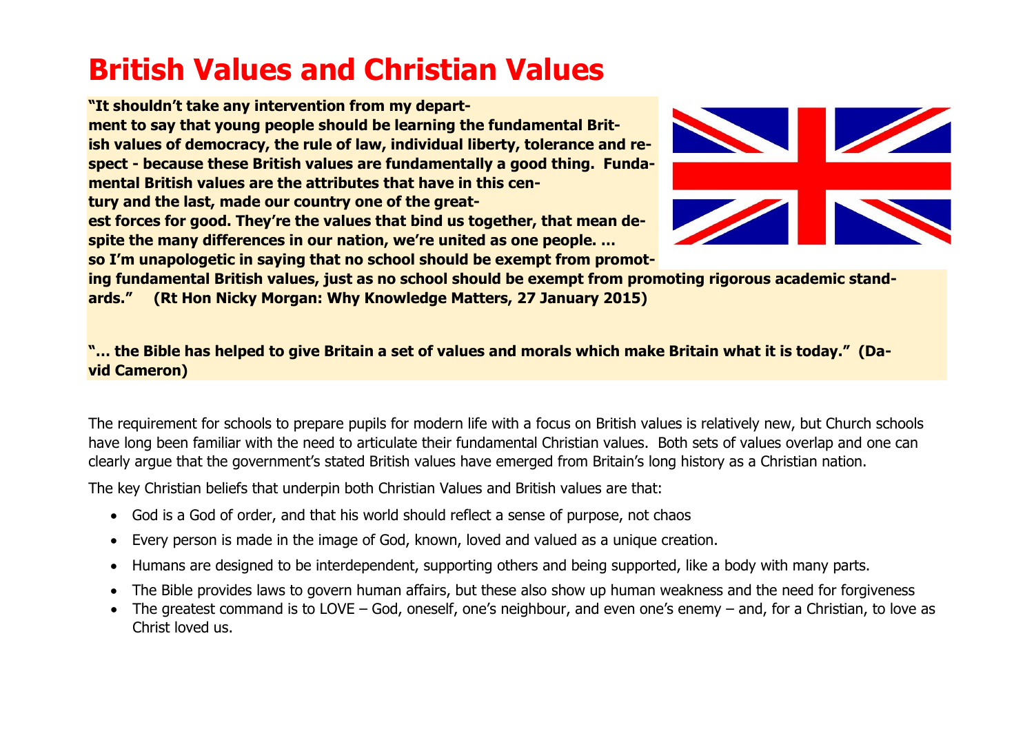# British Values and Christian Values

**"It shouldn't take any intervention from my department to say that young people should be learning the fundamental British values of democracy, the rule of law, individual liberty, tolerance and respect - because these British values are fundamentally a good thing. Fundamental British values are the attributes that have in this century and the last, made our country one of the greatest forces for good. They're the values that bind us together, that mean despite the many differences in our nation, we're united as one people. … so I'm unapologetic in saying that no school should be exempt from promoting fundamental British values, just as no school should be exempt from promoting rigorous academic standards." (Rt Hon Nicky Morgan: Why Knowledge Matters, 27 January 2015)**

**"… the Bible has helped to give Britain a set of values and morals which make Britain what it is today." (David Cameron)**

The requirement for schools to prepare pupils for modern life with a focus on British values is relatively new, but Church schools have long been familiar with the need to articulate their fundamental Christian values. Both sets of values overlap and one can clearly argue that the government's stated British values have emerged from Britain's long history as a Christian nation.

The key Christian beliefs that underpin both Christian Values and British values are that:

- God is a God of order, and that his world should reflect a sense of purpose, not chaos
- Every person is made in the image of God, known, loved and valued as a unique creation.
- Humans are designed to be interdependent, supporting others and being supported, like a body with many parts.
- The Bible provides laws to govern human affairs, but these also show up human weakness and the need for forgiveness
- The greatest command is to LOVE – God, oneself, one's neighbour, and even one's enemy – and, for a Christian, to love as Christ loved us.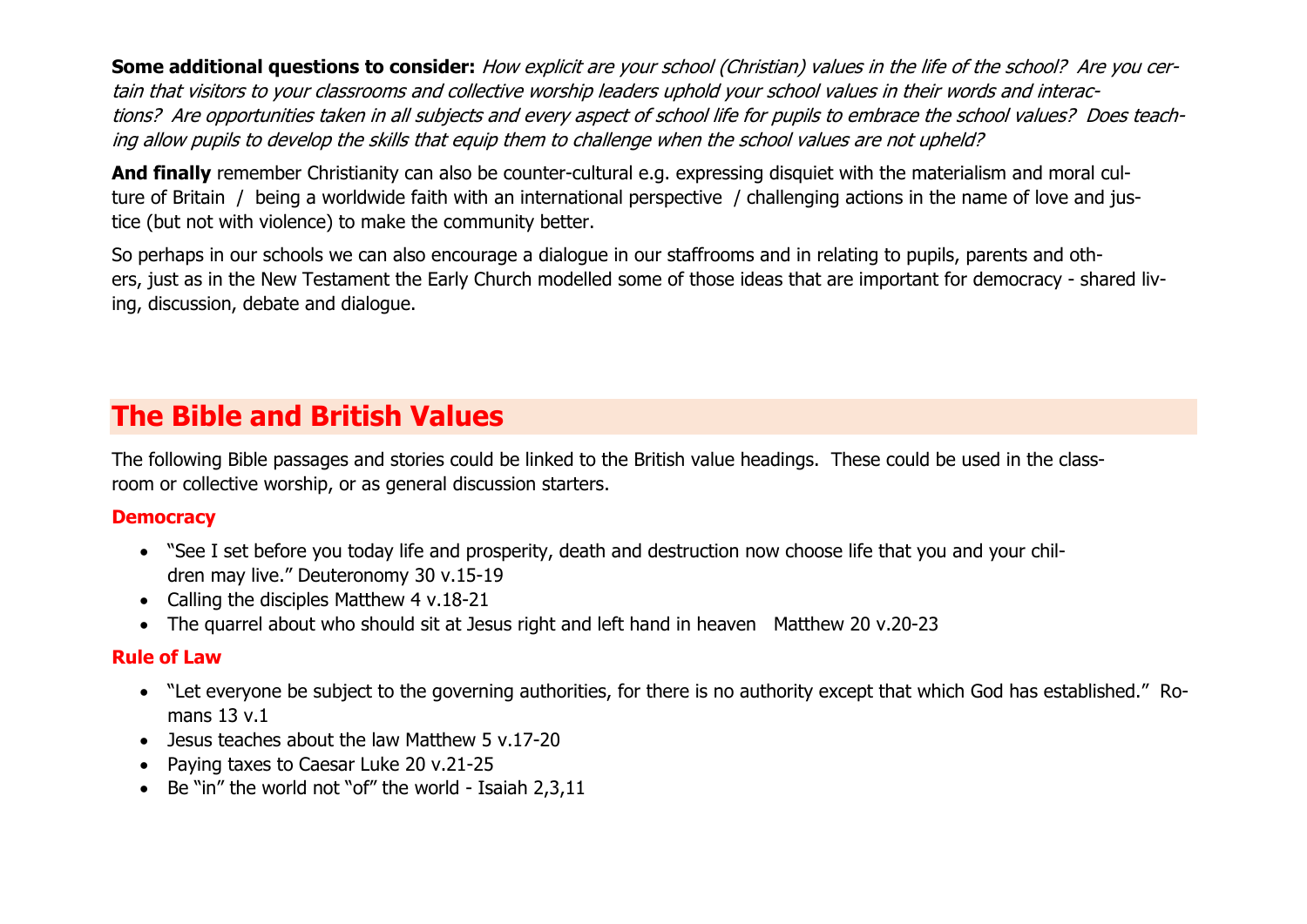**Some additional questions to consider:** *How explicit are your school (Christian) values in the life of the school? Are you certain that visitors to your classrooms and collective worship leaders uphold your school values in their words and interactions? Are opportunities taken in all subjects and every aspect of school life for pupils to embrace the school values? Does teaching allow pupils to develop the skills that equip them to challenge when the school values are not upheld?*

**And finally** remember Christianity can also be counter-cultural e.g. expressing disquiet with the materialism and moral culture of Britain / being a worldwide faith with an international perspective / challenging actions in the name of love and justice (but not with violence) to make the community better.

So perhaps in our schools we can also encourage a dialogue in our staffrooms and in relating to pupils, parents and others, just as in the New Testament the Early Church modelled some of those ideas that are important for democracy - shared living, discussion, debate and dialogue.

## The Bible and British Values

The following Bible passages and stories could be linked to the British value headings. These could be used in the classroom or collective worship, or as general discussion starters.

### Democracy

- "See I set before you today life and prosperity, death and destruction now choose life that you and your children may live." Deuteronomy 30 v.15-19
- Calling the disciples Matthew 4 v.18-21
- The quarrel about who should sit at Jesus right and left hand in heaven Matthew 20 v.20-23

### Rule of Law

- "Let everyone be subject to the governing authorities, for there is no authority except that which God has established." Romans 13 v.1
- Jesus teaches about the law Matthew 5 v.17-20
- Paying taxes to Caesar Luke 20 v.21-25
- Be "in" the world not "of" the world - Isaiah 2,3,11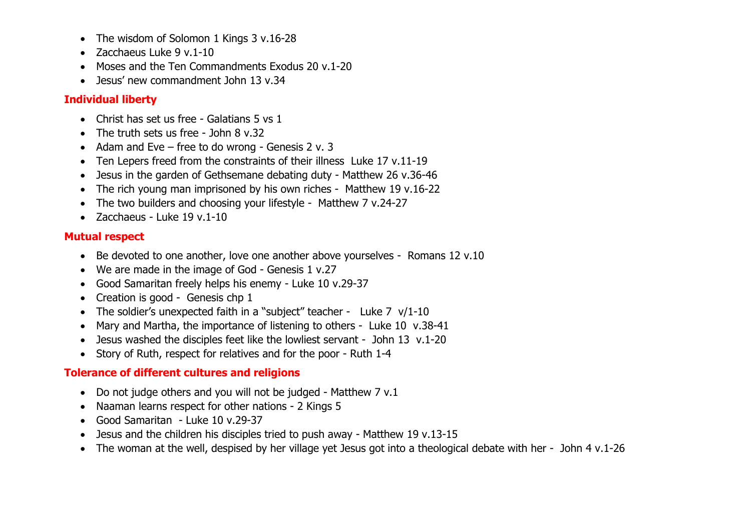- The wisdom of Solomon 1 Kings 3 v.16-28
- Zacchaeus Luke 9 v.1-10
- Moses and the Ten Commandments Exodus 20 v.1-20
- Jesus' new commandment John 13 v.34

### Individual liberty

- Christ has set us free - Galatians 5 vs 1
- The truth sets us free - John 8 v.32
- Adam and Eve – free to do wrong - Genesis 2 v. 3
- Ten Lepers freed from the constraints of their illness  Luke 17 v.11-19
- Jesus in the garden of Gethsemane debating duty - Matthew 26 v.36-46
- The rich young man imprisoned by his own riches -  Matthew 19 v.16-22
- The two builders and choosing your lifestyle -  Matthew 7 v.24-27
- Zacchaeus - Luke 19 v.1-10

### Mutual respect

- Be devoted to one another, love one another above yourselves -  Romans 12 v.10
- We are made in the image of God - Genesis 1 v.27
- Good Samaritan freely helps his enemy - Luke 10 v.29-37
- Creation is good -  Genesis chp 1
- The soldier's unexpected faith in a "subject" teacher -   Luke 7  v/1-10
- Mary and Martha, the importance of listening to others -  Luke 10  v.38-41
- Jesus washed the disciples feet like the lowliest servant -  John 13  v.1-20
- Story of Ruth, respect for relatives and for the poor - Ruth 1-4

### Tolerance of different cultures and religions

- Do not judge others and you will not be judged - Matthew 7 v.1
- Naaman learns respect for other nations - 2 Kings 5
- Good Samaritan  - Luke 10 v.29-37
- Jesus and the children his disciples tried to push away - Matthew 19 v.13-15
- The woman at the well, despised by her village yet Jesus got into a theological debate with her -  John 4 v.1-26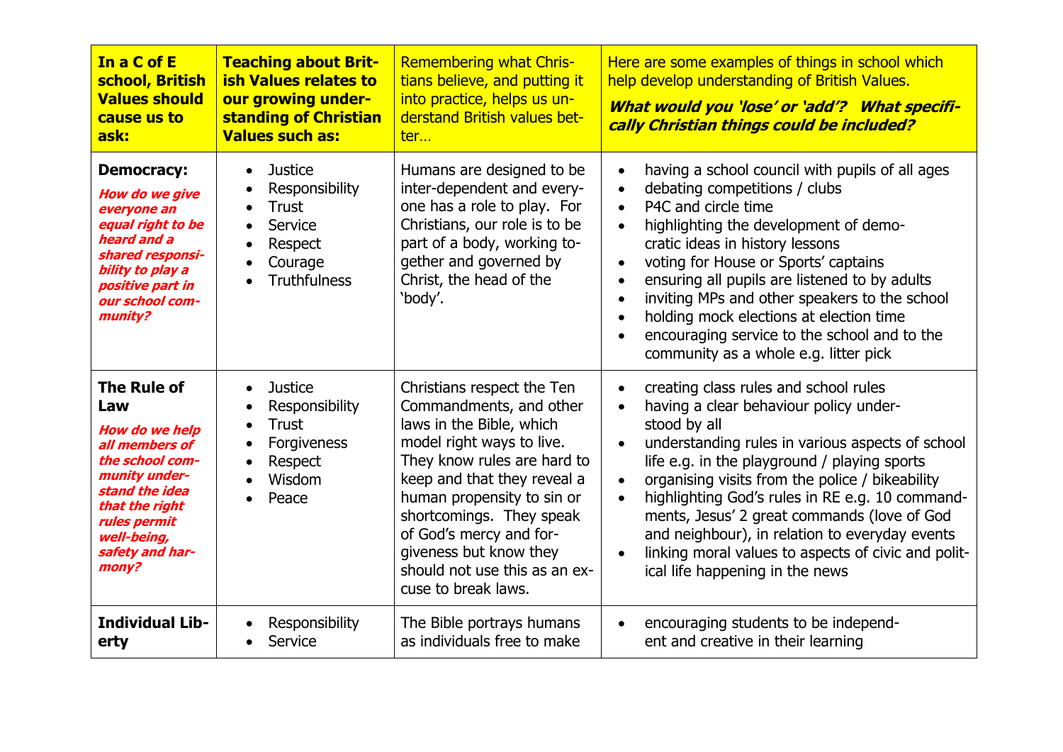| **In a C of E school, British Values should cause us to ask:** | **Teaching about British Values relates to our growing understanding of Christian Values such as:** | Remembering what Christians believe, and putting it into practice, helps us understand British values better… | Here are some examples of things in school which help develop understanding of British Values. ***What would you 'lose' or 'add'? What specifically Christian things could be included?*** |
|---|---|---|---|
| **Democracy:** ***How do we give everyone an equal right to be heard and a shared responsibility to play a positive part in our school community?*** | • Justice<br>• Responsibility<br>• Trust<br>• Service<br>• Respect<br>• Courage<br>• Truthfulness | Humans are designed to be inter-dependent and everyone has a role to play. For Christians, our role is to be part of a body, working together and governed by Christ, the head of the 'body'. | • having a school council with pupils of all ages<br>• debating competitions / clubs<br>• P4C and circle time<br>• highlighting the development of democratic ideas in history lessons<br>• voting for House or Sports' captains<br>• ensuring all pupils are listened to by adults<br>• inviting MPs and other speakers to the school<br>• holding mock elections at election time<br>• encouraging service to the school and to the community as a whole e.g. litter pick |
| **The Rule of Law** ***How do we help all members of the school community understand the idea that the right rules permit well-being, safety and harmony?*** | • Justice<br>• Responsibility<br>• Trust<br>• Forgiveness<br>• Respect<br>• Wisdom<br>• Peace | Christians respect the Ten Commandments, and other laws in the Bible, which model right ways to live. They know rules are hard to keep and that they reveal a human propensity to sin or shortcomings. They speak of God's mercy and forgiveness but know they should not use this as an excuse to break laws. | • creating class rules and school rules<br>• having a clear behaviour policy understood by all<br>• understanding rules in various aspects of school life e.g. in the playground / playing sports<br>• organising visits from the police / bikeability<br>• highlighting God's rules in RE e.g. 10 commandments, Jesus' 2 great commands (love of God and neighbour), in relation to everyday events<br>• linking moral values to aspects of civic and political life happening in the news |
| **Individual Liberty** | • Responsibility<br>• Service | The Bible portrays humans as individuals free to make | • encouraging students to be independent and creative in their learning |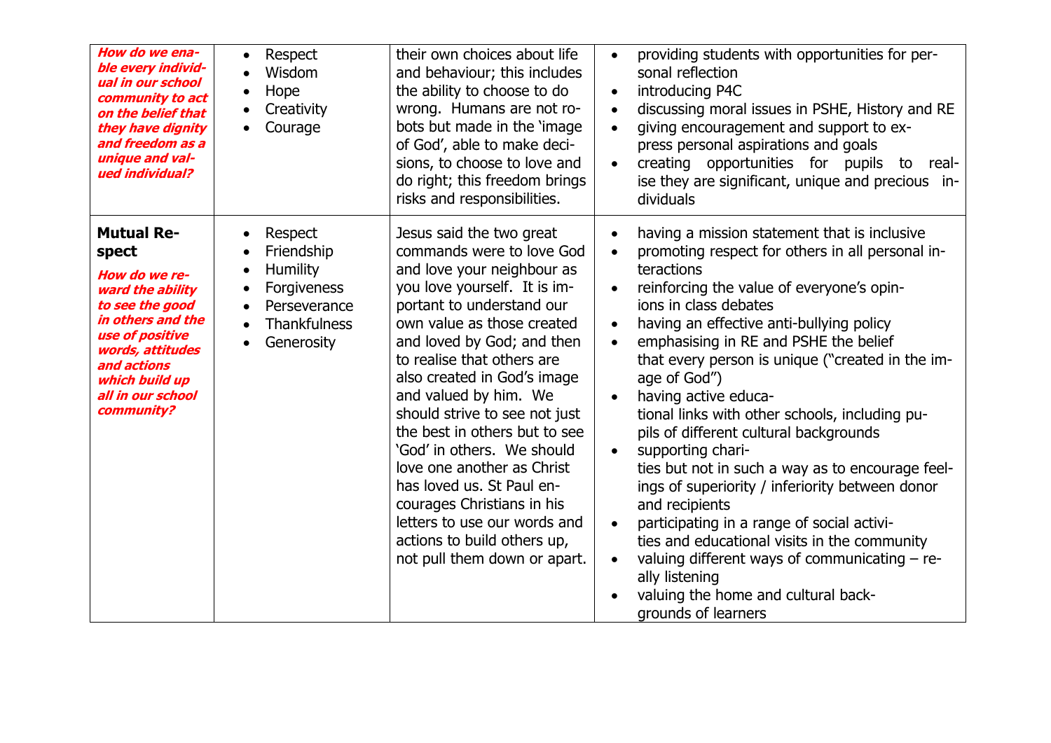| | | | |
|---|---|---|---|
| ***How do we enable every individual in our school community to act on the belief that they have dignity and freedom as a unique and valued individual?*** | • Respect<br>• Wisdom<br>• Hope<br>• Creativity<br>• Courage | their own choices about life and behaviour; this includes the ability to choose to do wrong. Humans are not robots but made in the 'image of God', able to make decisions, to choose to love and do right; this freedom brings risks and responsibilities. | • providing students with opportunities for personal reflection<br>• introducing P4C<br>• discussing moral issues in PSHE, History and RE<br>• giving encouragement and support to express personal aspirations and goals<br>• creating opportunities for pupils to realise they are significant, unique and precious individuals |
| **Mutual Respect**<br><br>***How do we reward the ability to see the good in others and the use of positive words, attitudes and actions which build up all in our school community?*** | • Respect<br>• Friendship<br>• Humility<br>• Forgiveness<br>• Perseverance<br>• Thankfulness<br>• Generosity | Jesus said the two great commands were to love God and love your neighbour as you love yourself. It is important to understand our own value as those created and loved by God; and then to realise that others are also created in God's image and valued by him. We should strive to see not just the best in others but to see 'God' in others. We should love one another as Christ has loved us. St Paul encourages Christians in his letters to use our words and actions to build others up, not pull them down or apart. | • having a mission statement that is inclusive<br>• promoting respect for others in all personal interactions<br>• reinforcing the value of everyone's opinions in class debates<br>• having an effective anti-bullying policy<br>• emphasising in RE and PSHE the belief that every person is unique ("created in the image of God")<br>• having active educational links with other schools, including pupils of different cultural backgrounds<br>• supporting charities but not in such a way as to encourage feelings of superiority / inferiority between donor and recipients<br>• participating in a range of social activities and educational visits in the community<br>• valuing different ways of communicating – really listening<br>• valuing the home and cultural backgrounds of learners |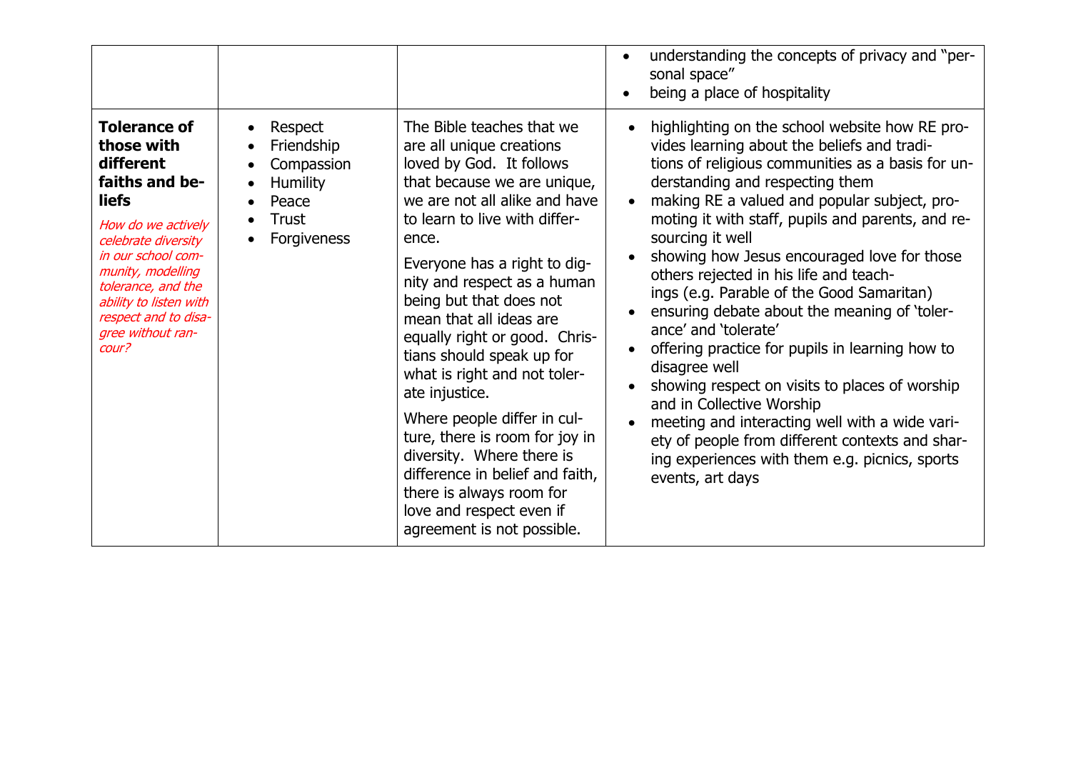| | | | |
|---|---|---|---|
| | | | • understanding the concepts of privacy and "personal space"<br>• being a place of hospitality |
| **Tolerance of those with different faiths and beliefs**<br><br>*How do we actively celebrate diversity in our school community, modelling tolerance, and the ability to listen with respect and to disagree without rancour?* | • Respect<br>• Friendship<br>• Compassion<br>• Humility<br>• Peace<br>• Trust<br>• Forgiveness | The Bible teaches that we are all unique creations loved by God. It follows that because we are unique, we are not all alike and have to learn to live with difference.<br><br>Everyone has a right to dignity and respect as a human being but that does not mean that all ideas are equally right or good. Christians should speak up for what is right and not tolerate injustice.<br><br>Where people differ in culture, there is room for joy in diversity. Where there is difference in belief and faith, there is always room for love and respect even if agreement is not possible. | • highlighting on the school website how RE provides learning about the beliefs and traditions of religious communities as a basis for understanding and respecting them<br>• making RE a valued and popular subject, promoting it with staff, pupils and parents, and resourcing it well<br>• showing how Jesus encouraged love for those others rejected in his life and teachings (e.g. Parable of the Good Samaritan)<br>• ensuring debate about the meaning of 'tolerance' and 'tolerate'<br>• offering practice for pupils in learning how to disagree well<br>• showing respect on visits to places of worship and in Collective Worship<br>• meeting and interacting well with a wide variety of people from different contexts and sharing experiences with them e.g. picnics, sports events, art days |